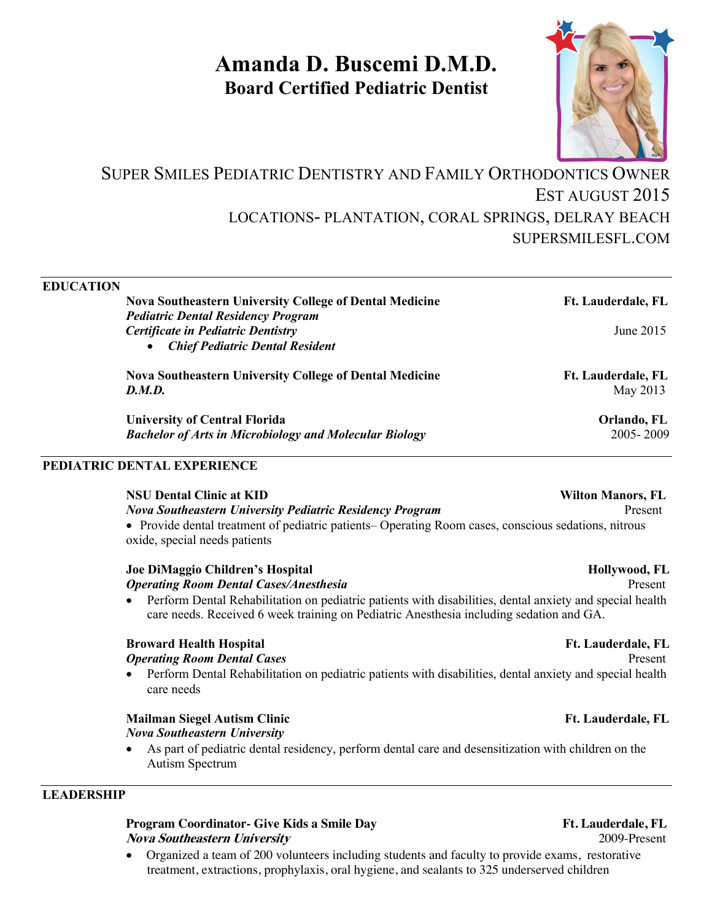# Amanda D. Buscemi D.M.D.

## Board Certified Pediatric Dentist

SUPER SMILES PEDIATRIC DENTISTRY AND FAMILY ORTHODONTICS OWNER
EST AUGUST 2015
LOCATIONS- PLANTATION, CORAL SPRINGS, DELRAY BEACH
SUPERSMILESFL.COM

---

## EDUCATION

**Nova Southeastern University College of Dental Medicine** — **Ft. Lauderdale, FL**
***Pediatric Dental Residency Program***
***Certificate in Pediatric Dentistry*** — June 2015

- ***Chief Pediatric Dental Resident***

**Nova Southeastern University College of Dental Medicine** — **Ft. Lauderdale, FL**
***D.M.D.*** — May 2013

**University of Central Florida** — **Orlando, FL**
***Bachelor of Arts in Microbiology and Molecular Biology*** — 2005- 2009

---

## PEDIATRIC DENTAL EXPERIENCE

**NSU Dental Clinic at KID** — **Wilton Manors, FL**
***Nova Southeastern University Pediatric Residency Program*** — Present

- Provide dental treatment of pediatric patients– Operating Room cases, conscious sedations, nitrous oxide, special needs patients

**Joe DiMaggio Children's Hospital** — **Hollywood, FL**
***Operating Room Dental Cases/Anesthesia*** — Present

- Perform Dental Rehabilitation on pediatric patients with disabilities, dental anxiety and special health care needs. Received 6 week training on Pediatric Anesthesia including sedation and GA.

**Broward Health Hospital** — **Ft. Lauderdale, FL**
***Operating Room Dental Cases*** — Present

- Perform Dental Rehabilitation on pediatric patients with disabilities, dental anxiety and special health care needs

**Mailman Siegel Autism Clinic** — **Ft. Lauderdale, FL**
***Nova Southeastern University***

- As part of pediatric dental residency, perform dental care and desensitization with children on the Autism Spectrum

---

## LEADERSHIP

**Program Coordinator- Give Kids a Smile Day** — **Ft. Lauderdale, FL**
***Nova Southeastern University*** — 2009-Present

- Organized a team of 200 volunteers including students and faculty to provide exams, restorative treatment, extractions, prophylaxis, oral hygiene, and sealants to 325 underserved children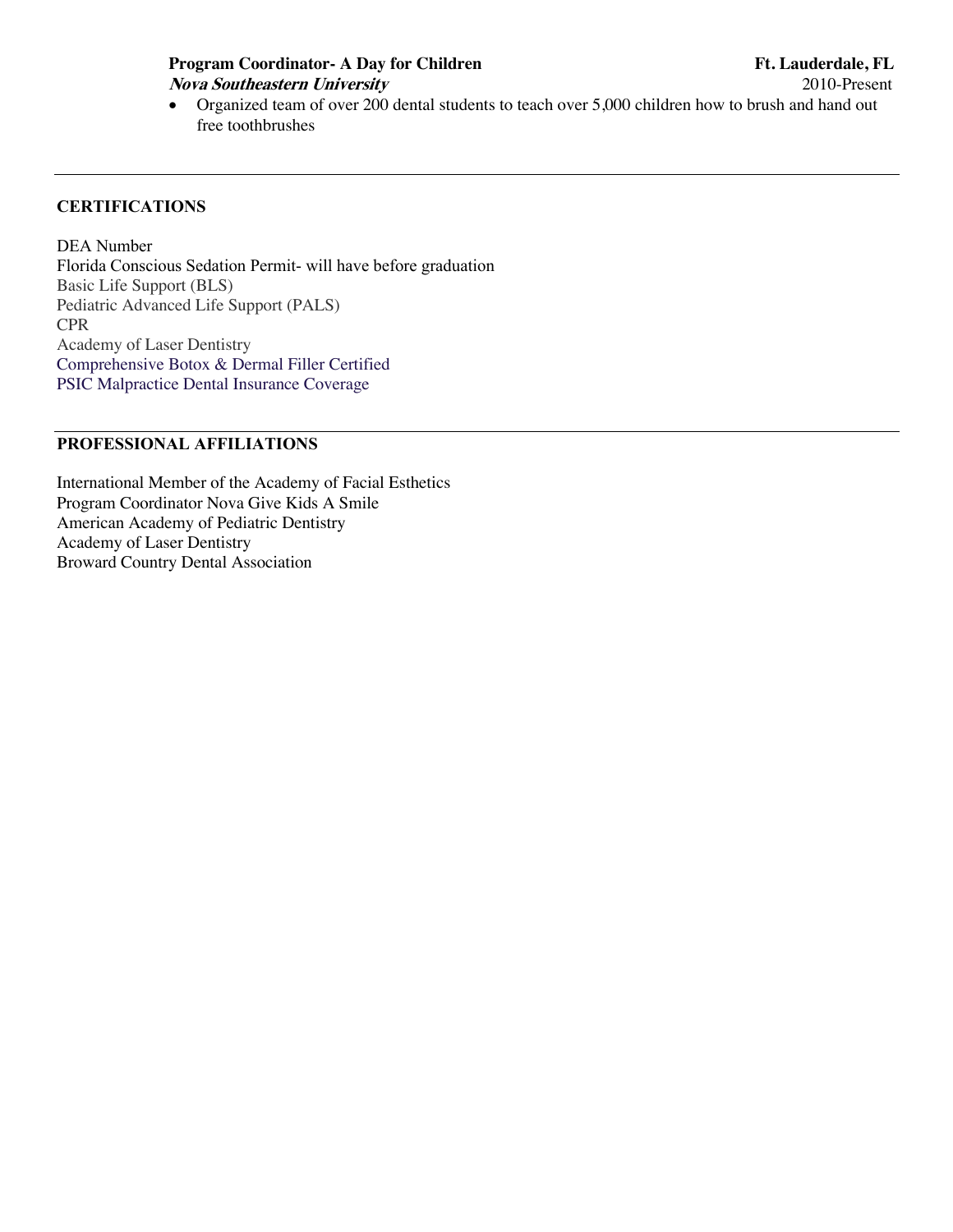**Program Coordinator- A Day for Children** **Ft. Lauderdale, FL**
***Nova Southeastern University*** 2010-Present

- Organized team of over 200 dental students to teach over 5,000 children how to brush and hand out free toothbrushes

---

## CERTIFICATIONS

DEA Number
Florida Conscious Sedation Permit- will have before graduation
Basic Life Support (BLS)
Pediatric Advanced Life Support (PALS)
CPR
Academy of Laser Dentistry
Comprehensive Botox & Dermal Filler Certified
PSIC Malpractice Dental Insurance Coverage

---

## PROFESSIONAL AFFILIATIONS

International Member of the Academy of Facial Esthetics
Program Coordinator Nova Give Kids A Smile
American Academy of Pediatric Dentistry
Academy of Laser Dentistry
Broward Country Dental Association